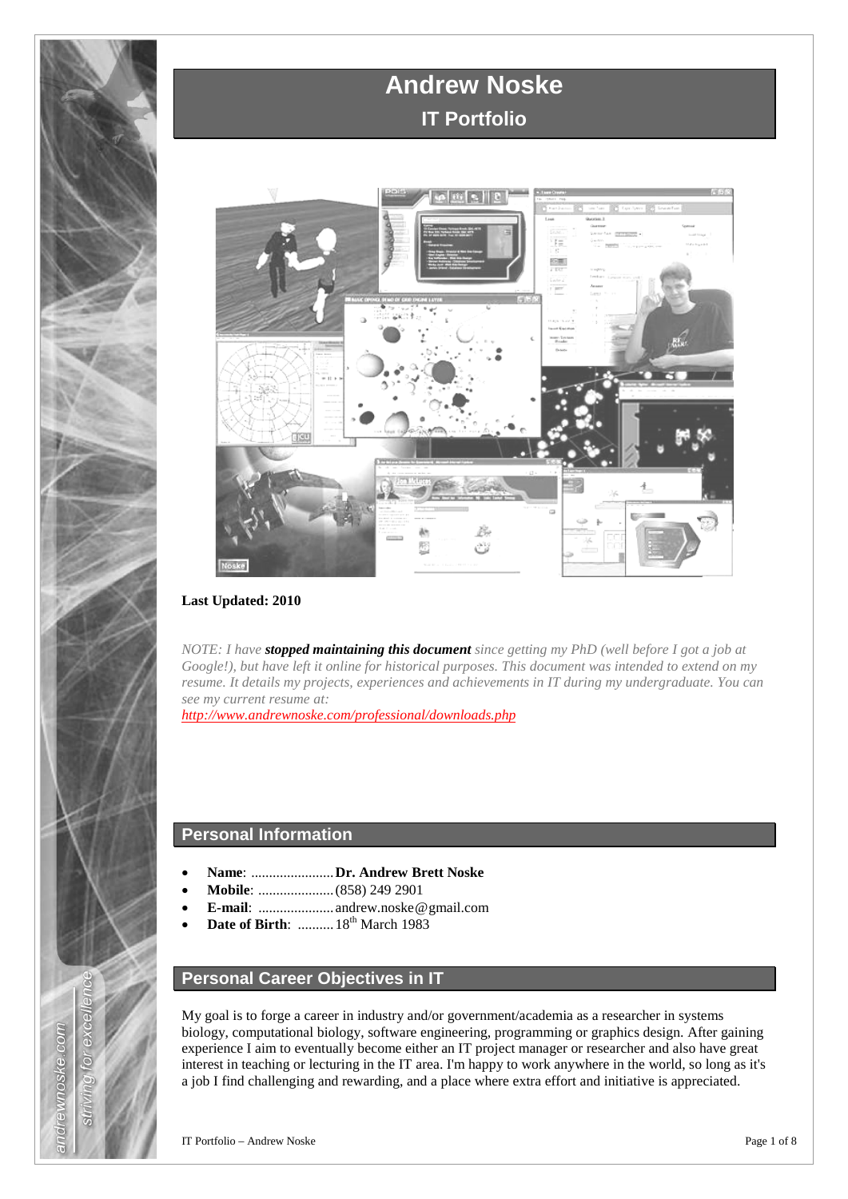# Andrew Noske
## IT Portfolio

**Last Updated: 2010**

*NOTE: I have **stopped maintaining this document** since getting my PhD (well before I got a job at Google!), but have left it online for historical purposes. This document was intended to extend on my resume. It details my projects, experiences and achievements in IT during my undergraduate. You can see my current resume at:*
*http://www.andrewnoske.com/professional/downloads.php*

## Personal Information

- **Name**: ....................... **Dr. Andrew Brett Noske**
- **Mobile**: ..................... (858) 249 2901
- **E-mail**: ..................... andrew.noske@gmail.com
- **Date of Birth**: .......... 18th March 1983

## Personal Career Objectives in IT

My goal is to forge a career in industry and/or government/academia as a researcher in systems biology, computational biology, software engineering, programming or graphics design. After gaining experience I aim to eventually become either an IT project manager or researcher and also have great interest in teaching or lecturing in the IT area. I'm happy to work anywhere in the world, so long as it's a job I find challenging and rewarding, and a place where extra effort and initiative is appreciated.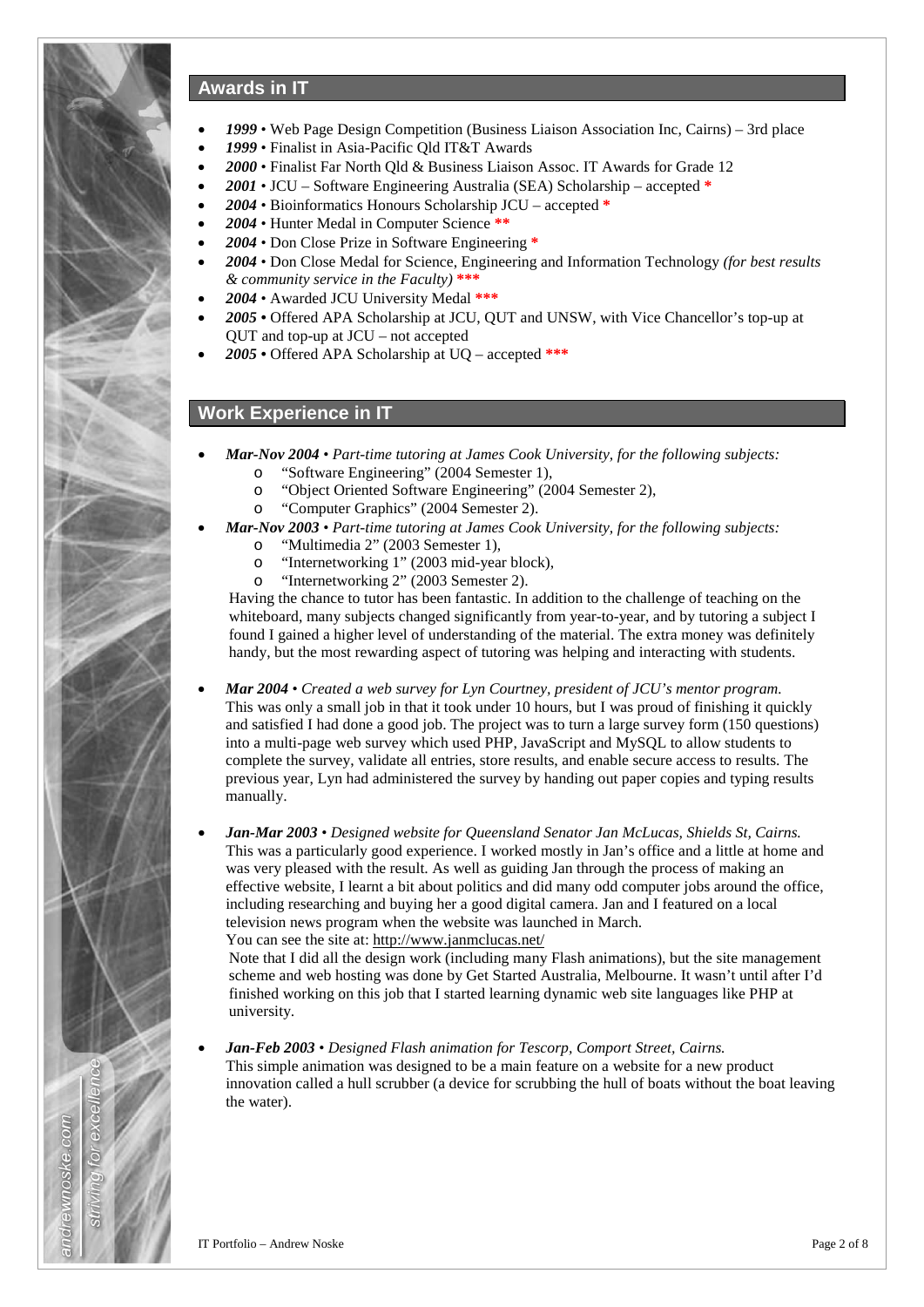## Awards in IT

- *1999* • Web Page Design Competition (Business Liaison Association Inc, Cairns) – 3rd place
- *1999* • Finalist in Asia-Pacific Qld IT&T Awards
- *2000* • Finalist Far North Qld & Business Liaison Assoc. IT Awards for Grade 12
- *2001* • JCU – Software Engineering Australia (SEA) Scholarship – accepted *
- *2004* • Bioinformatics Honours Scholarship JCU – accepted *
- *2004* • Hunter Medal in Computer Science **
- *2004* • Don Close Prize in Software Engineering *
- *2004* • Don Close Medal for Science, Engineering and Information Technology *(for best results & community service in the Faculty)* ***
- *2004* • Awarded JCU University Medal ***
- *2005* • Offered APA Scholarship at JCU, QUT and UNSW, with Vice Chancellor's top-up at QUT and top-up at JCU – not accepted
- *2005* • Offered APA Scholarship at UQ – accepted ***

## Work Experience in IT

- ***Mar-Nov 2004*** • *Part-time tutoring at James Cook University, for the following subjects:*
    - "Software Engineering" (2004 Semester 1),
    - "Object Oriented Software Engineering" (2004 Semester 2),
    - "Computer Graphics" (2004 Semester 2).
- ***Mar-Nov 2003*** • *Part-time tutoring at James Cook University, for the following subjects:*
    - "Multimedia 2" (2003 Semester 1),
    - "Internetworking 1" (2003 mid-year block),
    - "Internetworking 2" (2003 Semester 2).

  Having the chance to tutor has been fantastic. In addition to the challenge of teaching on the whiteboard, many subjects changed significantly from year-to-year, and by tutoring a subject I found I gained a higher level of understanding of the material. The extra money was definitely handy, but the most rewarding aspect of tutoring was helping and interacting with students.

- ***Mar 2004*** • *Created a web survey for Lyn Courtney, president of JCU's mentor program.*
  This was only a small job in that it took under 10 hours, but I was proud of finishing it quickly and satisfied I had done a good job. The project was to turn a large survey form (150 questions) into a multi-page web survey which used PHP, JavaScript and MySQL to allow students to complete the survey, validate all entries, store results, and enable secure access to results. The previous year, Lyn had administered the survey by handing out paper copies and typing results manually.

- ***Jan-Mar 2003*** • *Designed website for Queensland Senator Jan McLucas, Shields St, Cairns.*
  This was a particularly good experience. I worked mostly in Jan's office and a little at home and was very pleased with the result. As well as guiding Jan through the process of making an effective website, I learnt a bit about politics and did many odd computer jobs around the office, including researching and buying her a good digital camera. Jan and I featured on a local television news program when the website was launched in March.
  You can see the site at: http://www.janmclucas.net/
  Note that I did all the design work (including many Flash animations), but the site management scheme and web hosting was done by Get Started Australia, Melbourne. It wasn't until after I'd finished working on this job that I started learning dynamic web site languages like PHP at university.

- ***Jan-Feb 2003*** • *Designed Flash animation for Tescorp, Comport Street, Cairns.*
  This simple animation was designed to be a main feature on a website for a new product innovation called a hull scrubber (a device for scrubbing the hull of boats without the boat leaving the water).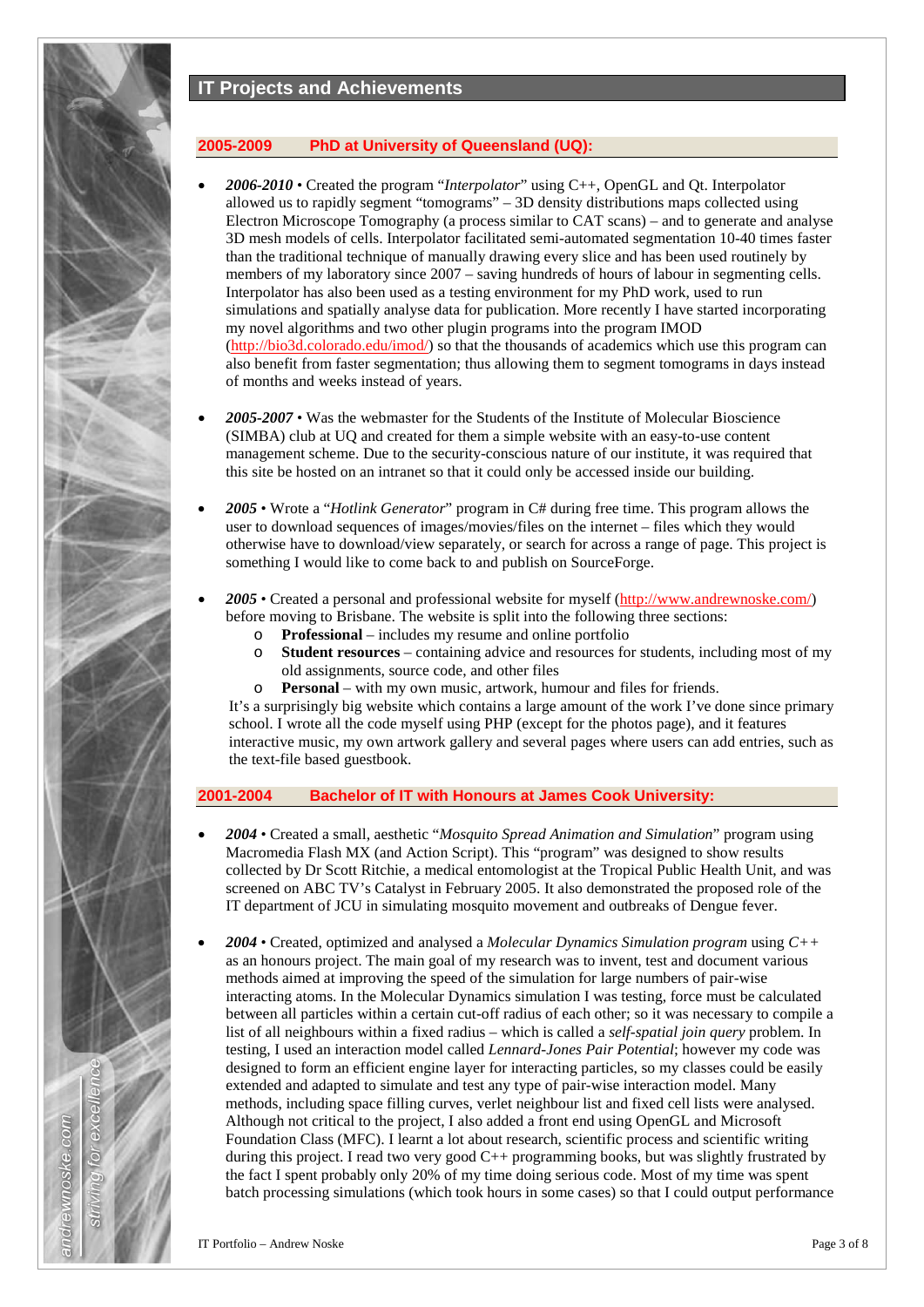## IT Projects and Achievements

### 2005-2009 PhD at University of Queensland (UQ):

- ***2006-2010*** • Created the program "*Interpolator*" using C++, OpenGL and Qt. Interpolator allowed us to rapidly segment "tomograms" – 3D density distributions maps collected using Electron Microscope Tomography (a process similar to CAT scans) – and to generate and analyse 3D mesh models of cells. Interpolator facilitated semi-automated segmentation 10-40 times faster than the traditional technique of manually drawing every slice and has been used routinely by members of my laboratory since 2007 – saving hundreds of hours of labour in segmenting cells. Interpolator has also been used as a testing environment for my PhD work, used to run simulations and spatially analyse data for publication. More recently I have started incorporating my novel algorithms and two other plugin programs into the program IMOD (http://bio3d.colorado.edu/imod/) so that the thousands of academics which use this program can also benefit from faster segmentation; thus allowing them to segment tomograms in days instead of months and weeks instead of years.

- ***2005-2007*** • Was the webmaster for the Students of the Institute of Molecular Bioscience (SIMBA) club at UQ and created for them a simple website with an easy-to-use content management scheme. Due to the security-conscious nature of our institute, it was required that this site be hosted on an intranet so that it could only be accessed inside our building.

- ***2005*** • Wrote a "*Hotlink Generator*" program in C# during free time. This program allows the user to download sequences of images/movies/files on the internet – files which they would otherwise have to download/view separately, or search for across a range of page. This project is something I would like to come back to and publish on SourceForge.

- ***2005*** • Created a personal and professional website for myself (http://www.andrewnoske.com/) before moving to Brisbane. The website is split into the following three sections:
  - **Professional** – includes my resume and online portfolio
  - **Student resources** – containing advice and resources for students, including most of my old assignments, source code, and other files
  - **Personal** – with my own music, artwork, humour and files for friends.

  It's a surprisingly big website which contains a large amount of the work I've done since primary school. I wrote all the code myself using PHP (except for the photos page), and it features interactive music, my own artwork gallery and several pages where users can add entries, such as the text-file based guestbook.

### 2001-2004 Bachelor of IT with Honours at James Cook University:

- ***2004*** • Created a small, aesthetic "*Mosquito Spread Animation and Simulation*" program using Macromedia Flash MX (and Action Script). This "program" was designed to show results collected by Dr Scott Ritchie, a medical entomologist at the Tropical Public Health Unit, and was screened on ABC TV's Catalyst in February 2005. It also demonstrated the proposed role of the IT department of JCU in simulating mosquito movement and outbreaks of Dengue fever.

- ***2004*** • Created, optimized and analysed a *Molecular Dynamics Simulation program* using *C++* as an honours project. The main goal of my research was to invent, test and document various methods aimed at improving the speed of the simulation for large numbers of pair-wise interacting atoms. In the Molecular Dynamics simulation I was testing, force must be calculated between all particles within a certain cut-off radius of each other; so it was necessary to compile a list of all neighbours within a fixed radius – which is called a *self-spatial join query* problem. In testing, I used an interaction model called *Lennard-Jones Pair Potential*; however my code was designed to form an efficient engine layer for interacting particles, so my classes could be easily extended and adapted to simulate and test any type of pair-wise interaction model. Many methods, including space filling curves, verlet neighbour list and fixed cell lists were analysed. Although not critical to the project, I also added a front end using OpenGL and Microsoft Foundation Class (MFC). I learnt a lot about research, scientific process and scientific writing during this project. I read two very good C++ programming books, but was slightly frustrated by the fact I spent probably only 20% of my time doing serious code. Most of my time was spent batch processing simulations (which took hours in some cases) so that I could output performance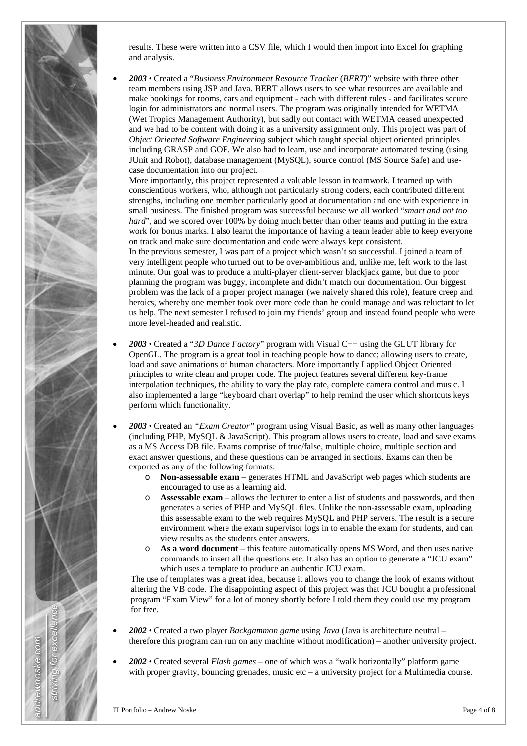results. These were written into a CSV file, which I would then import into Excel for graphing and analysis.

- ***2003*** • Created a "*Business Environment Resource Tracker* (*BERT)*" website with three other team members using JSP and Java. BERT allows users to see what resources are available and make bookings for rooms, cars and equipment - each with different rules - and facilitates secure login for administrators and normal users. The program was originally intended for WETMA (Wet Tropics Management Authority), but sadly out contact with WETMA ceased unexpected and we had to be content with doing it as a university assignment only. This project was part of *Object Oriented Software Engineering* subject which taught special object oriented principles including GRASP and GOF. We also had to learn, use and incorporate automated testing (using JUnit and Robot), database management (MySQL), source control (MS Source Safe) and use-case documentation into our project.
  More importantly, this project represented a valuable lesson in teamwork. I teamed up with conscientious workers, who, although not particularly strong coders, each contributed different strengths, including one member particularly good at documentation and one with experience in small business. The finished program was successful because we all worked "*smart and not too hard*", and we scored over 100% by doing much better than other teams and putting in the extra work for bonus marks. I also learnt the importance of having a team leader able to keep everyone on track and make sure documentation and code were always kept consistent.
  In the previous semester, I was part of a project which wasn't so successful. I joined a team of very intelligent people who turned out to be over-ambitious and, unlike me, left work to the last minute. Our goal was to produce a multi-player client-server blackjack game, but due to poor planning the program was buggy, incomplete and didn't match our documentation. Our biggest problem was the lack of a proper project manager (we naively shared this role), feature creep and heroics, whereby one member took over more code than he could manage and was reluctant to let us help. The next semester I refused to join my friends' group and instead found people who were more level-headed and realistic.

- ***2003*** • Created a "*3D Dance Factory*" program with Visual C++ using the GLUT library for OpenGL. The program is a great tool in teaching people how to dance; allowing users to create, load and save animations of human characters. More importantly I applied Object Oriented principles to write clean and proper code. The project features several different key-frame interpolation techniques, the ability to vary the play rate, complete camera control and music. I also implemented a large "keyboard chart overlap" to help remind the user which shortcuts keys perform which functionality.

- ***2003*** • Created an *"Exam Creator"* program using Visual Basic, as well as many other languages (including PHP, MySQL & JavaScript). This program allows users to create, load and save exams as a MS Access DB file. Exams comprise of true/false, multiple choice, multiple section and exact answer questions, and these questions can be arranged in sections. Exams can then be exported as any of the following formats:
  - **Non-assessable exam** – generates HTML and JavaScript web pages which students are encouraged to use as a learning aid.
  - **Assessable exam** – allows the lecturer to enter a list of students and passwords, and then generates a series of PHP and MySQL files. Unlike the non-assessable exam, uploading this assessable exam to the web requires MySQL and PHP servers. The result is a secure environment where the exam supervisor logs in to enable the exam for students, and can view results as the students enter answers.
  - **As a word document** – this feature automatically opens MS Word, and then uses native commands to insert all the questions etc. It also has an option to generate a "JCU exam" which uses a template to produce an authentic JCU exam.

  The use of templates was a great idea, because it allows you to change the look of exams without altering the VB code. The disappointing aspect of this project was that JCU bought a professional program "Exam View" for a lot of money shortly before I told them they could use my program for free.

- ***2002*** • Created a two player *Backgammon game* using *Java* (Java is architecture neutral – therefore this program can run on any machine without modification) – another university project.

- ***2002*** • Created several *Flash games* – one of which was a "walk horizontally" platform game with proper gravity, bouncing grenades, music etc – a university project for a Multimedia course.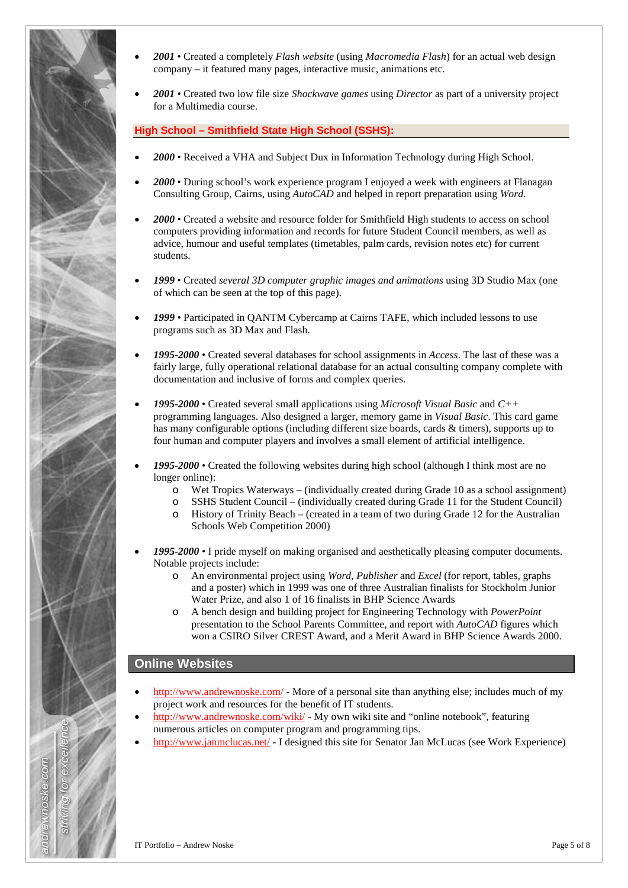- ***2001*** • Created a completely *Flash website* (using *Macromedia Flash*) for an actual web design company – it featured many pages, interactive music, animations etc.
- ***2001*** • Created two low file size *Shockwave games* using *Director* as part of a university project for a Multimedia course.

### High School – Smithfield State High School (SSHS):

- ***2000*** • Received a VHA and Subject Dux in Information Technology during High School.
- ***2000*** • During school's work experience program I enjoyed a week with engineers at Flanagan Consulting Group, Cairns, using *AutoCAD* and helped in report preparation using *Word*.
- ***2000*** • Created a website and resource folder for Smithfield High students to access on school computers providing information and records for future Student Council members, as well as advice, humour and useful templates (timetables, palm cards, revision notes etc) for current students.
- ***1999*** • Created *several 3D computer graphic images and animations* using 3D Studio Max (one of which can be seen at the top of this page).
- ***1999*** • Participated in QANTM Cybercamp at Cairns TAFE, which included lessons to use programs such as 3D Max and Flash.
- ***1995-2000*** • Created several databases for school assignments in *Access*. The last of these was a fairly large, fully operational relational database for an actual consulting company complete with documentation and inclusive of forms and complex queries.
- ***1995-2000*** • Created several small applications using *Microsoft Visual Basic* and *C++* programming languages. Also designed a larger, memory game in *Visual Basic*. This card game has many configurable options (including different size boards, cards & timers), supports up to four human and computer players and involves a small element of artificial intelligence.
- ***1995-2000*** • Created the following websites during high school (although I think most are no longer online):
  - Wet Tropics Waterways – (individually created during Grade 10 as a school assignment)
  - SSHS Student Council – (individually created during Grade 11 for the Student Council)
  - History of Trinity Beach – (created in a team of two during Grade 12 for the Australian Schools Web Competition 2000)
- ***1995-2000*** • I pride myself on making organised and aesthetically pleasing computer documents. Notable projects include:
  - An environmental project using *Word*, *Publisher* and *Excel* (for report, tables, graphs and a poster) which in 1999 was one of three Australian finalists for Stockholm Junior Water Prize, and also 1 of 16 finalists in BHP Science Awards
  - A bench design and building project for Engineering Technology with *PowerPoint* presentation to the School Parents Committee, and report with *AutoCAD* figures which won a CSIRO Silver CREST Award, and a Merit Award in BHP Science Awards 2000.

## Online Websites

- http://www.andrewnoske.com/ - More of a personal site than anything else; includes much of my project work and resources for the benefit of IT students.
- http://www.andrewnoske.com/wiki/ - My own wiki site and "online notebook", featuring numerous articles on computer program and programming tips.
- http://www.janmclucas.net/ - I designed this site for Senator Jan McLucas (see Work Experience)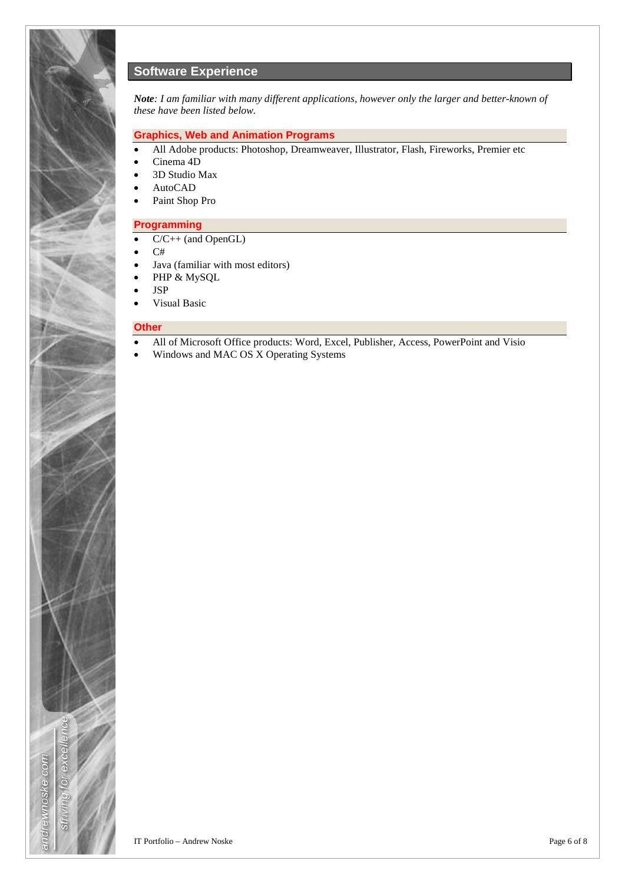## Software Experience

***Note**: I am familiar with many different applications, however only the larger and better-known of these have been listed below.*

### Graphics, Web and Animation Programs

- All Adobe products: Photoshop, Dreamweaver, Illustrator, Flash, Fireworks, Premier etc
- Cinema 4D
- 3D Studio Max
- AutoCAD
- Paint Shop Pro

### Programming

- C/C++ (and OpenGL)
- C#
- Java (familiar with most editors)
- PHP & MySQL
- JSP
- Visual Basic

### Other

- All of Microsoft Office products: Word, Excel, Publisher, Access, PowerPoint and Visio
- Windows and MAC OS X Operating Systems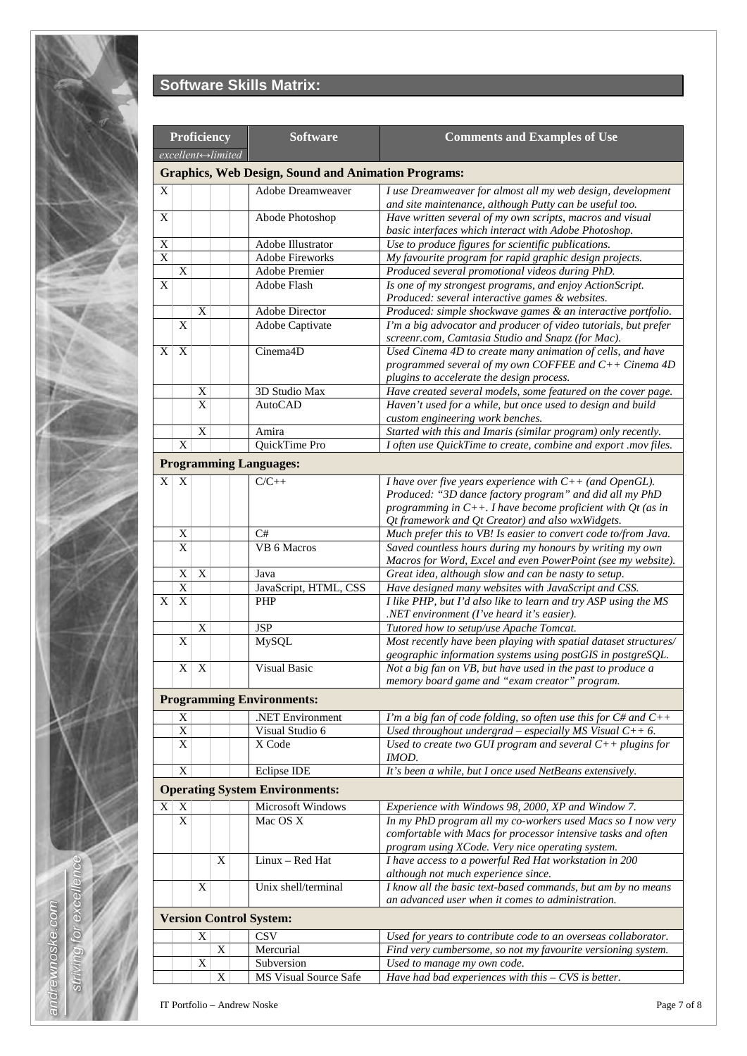## Software Skills Matrix:

| Proficiency *excellent↔limited* | | | | Software | Comments and Examples of Use |
|---|---|---|---|---|---|
| **Graphics, Web Design, Sound and Animation Programs:** | | | | | |
| X | | | | Adobe Dreamweaver | *I use Dreamweaver for almost all my web design, development and site maintenance, although Putty can be useful too.* |
| X | | | | Abode Photoshop | *Have written several of my own scripts, macros and visual basic interfaces which interact with Adobe Photoshop.* |
| X | | | | Adobe Illustrator | *Use to produce figures for scientific publications.* |
| X | | | | Adobe Fireworks | *My favourite program for rapid graphic design projects.* |
| | X | | | Adobe Premier | *Produced several promotional videos during PhD.* |
| X | | | | Adobe Flash | *Is one of my strongest programs, and enjoy ActionScript. Produced: several interactive games & websites.* |
| | | X | | Adobe Director | *Produced: simple shockwave games & an interactive portfolio.* |
| | X | | | Adobe Captivate | *I'm a big advocator and producer of video tutorials, but prefer screenr.com, Camtasia Studio and Snapz (for Mac).* |
| X | X | | | Cinema4D | *Used Cinema 4D to create many animation of cells, and have programmed several of my own COFFEE and C++ Cinema 4D plugins to accelerate the design process.* |
| | | X | | 3D Studio Max | *Have created several models, some featured on the cover page.* |
| | | X | | AutoCAD | *Haven't used for a while, but once used to design and build custom engineering work benches.* |
| | | X | | Amira | *Started with this and Imaris (similar program) only recently.* |
| | X | | | QuickTime Pro | *I often use QuickTime to create, combine and export .mov files.* |
| **Programming Languages:** | | | | | |
| X | X | | | C/C++ | *I have over five years experience with C++ (and OpenGL). Produced: "3D dance factory program" and did all my PhD programming in C++. I have become proficient with Qt (as in Qt framework and Qt Creator) and also wxWidgets.* |
| | X | | | C# | *Much prefer this to VB! Is easier to convert code to/from Java.* |
| | X | | | VB 6 Macros | *Saved countless hours during my honours by writing my own Macros for Word, Excel and even PowerPoint (see my website).* |
| | X | X | | Java | *Great idea, although slow and can be nasty to setup.* |
| | X | | | JavaScript, HTML, CSS | *Have designed many websites with JavaScript and CSS.* |
| X | X | | | PHP | *I like PHP, but I'd also like to learn and try ASP using the MS .NET environment (I've heard it's easier).* |
| | | X | | JSP | *Tutored how to setup/use Apache Tomcat.* |
| | X | | | MySQL | *Most recently have been playing with spatial dataset structures/ geographic information systems using postGIS in postgreSQL.* |
| | X | X | | Visual Basic | *Not a big fan on VB, but have used in the past to produce a memory board game and "exam creator" program.* |
| **Programming Environments:** | | | | | |
| | X | | | .NET Environment | *I'm a big fan of code folding, so often use this for C# and C++* |
| | X | | | Visual Studio 6 | *Used throughout undergrad – especially MS Visual C++ 6.* |
| | X | | | X Code | *Used to create two GUI program and several C++ plugins for IMOD.* |
| | X | | | Eclipse IDE | *It's been a while, but I once used NetBeans extensively.* |
| **Operating System Environments:** | | | | | |
| X | X | | | Microsoft Windows | *Experience with Windows 98, 2000, XP and Window 7.* |
| | X | | | Mac OS X | *In my PhD program all my co-workers used Macs so I now very comfortable with Macs for processor intensive tasks and often program using XCode. Very nice operating system.* |
| | | | X | Linux – Red Hat | *I have access to a powerful Red Hat workstation in 200 although not much experience since.* |
| | | X | | Unix shell/terminal | *I know all the basic text-based commands, but am by no means an advanced user when it comes to administration.* |
| **Version Control System:** | | | | | |
| | | X | | CSV | *Used for years to contribute code to an overseas collaborator.* |
| | | | X | Mercurial | *Find very cumbersome, so not my favourite versioning system.* |
| | | X | | Subversion | *Used to manage my own code.* |
| | | | X | MS Visual Source Safe | *Have had bad experiences with this – CVS is better.* |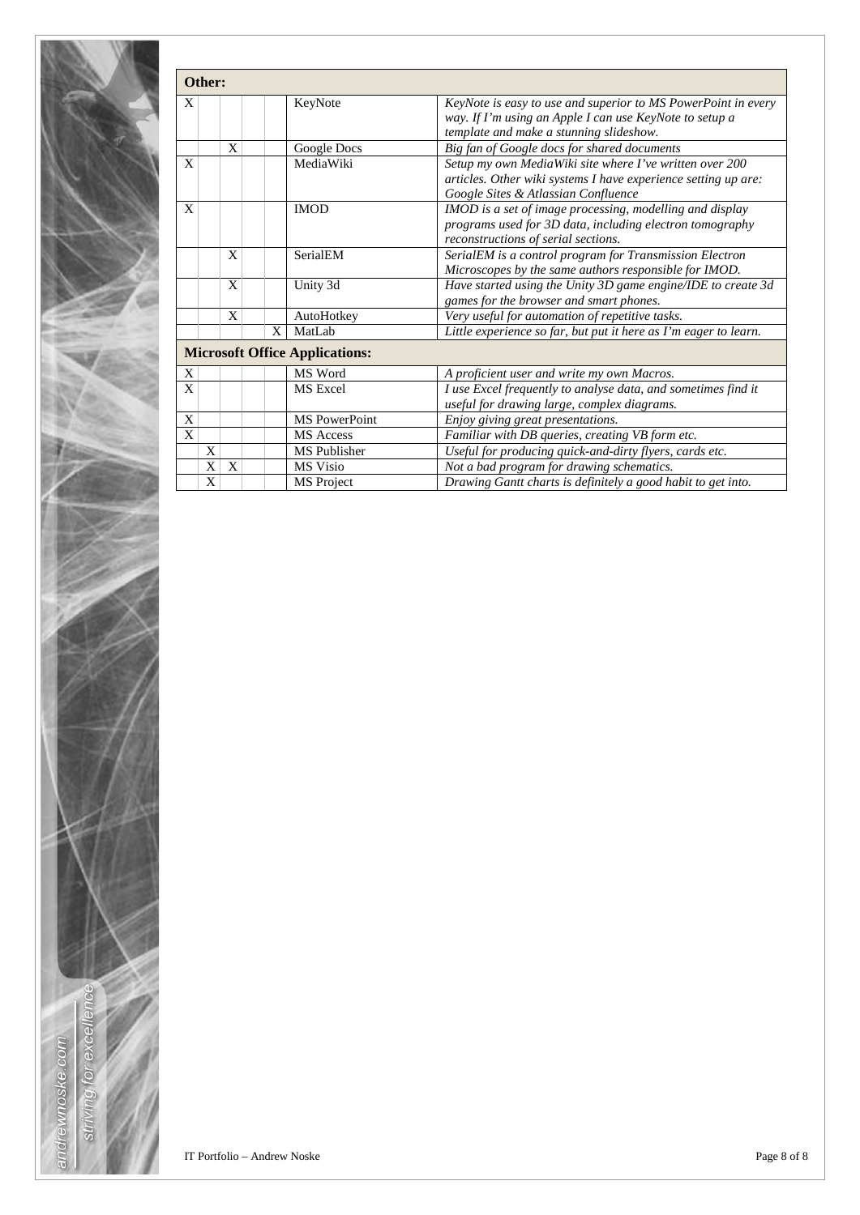| | | | | | | |
|---|---|---|---|---|---|---|
| **Other:** | | | | | | |
| X | | | | | KeyNote | *KeyNote is easy to use and superior to MS PowerPoint in every way. If I'm using an Apple I can use KeyNote to setup a template and make a stunning slideshow.* |
| | | X | | | Google Docs | *Big fan of Google docs for shared documents* |
| X | | | | | MediaWiki | *Setup my own MediaWiki site where I've written over 200 articles. Other wiki systems I have experience setting up are: Google Sites & Atlassian Confluence* |
| X | | | | | IMOD | *IMOD is a set of image processing, modelling and display programs used for 3D data, including electron tomography reconstructions of serial sections.* |
| | | X | | | SerialEM | *SerialEM is a control program for Transmission Electron Microscopes by the same authors responsible for IMOD.* |
| | | X | | | Unity 3d | *Have started using the Unity 3D game engine/IDE to create 3d games for the browser and smart phones.* |
| | | X | | | AutoHotkey | *Very useful for automation of repetitive tasks.* |
| | | | | X | MatLab | *Little experience so far, but put it here as I'm eager to learn.* |
| **Microsoft Office Applications:** | | | | | | |
| X | | | | | MS Word | *A proficient user and write my own Macros.* |
| X | | | | | MS Excel | *I use Excel frequently to analyse data, and sometimes find it useful for drawing large, complex diagrams.* |
| X | | | | | MS PowerPoint | *Enjoy giving great presentations.* |
| X | | | | | MS Access | *Familiar with DB queries, creating VB form etc.* |
| | X | | | | MS Publisher | *Useful for producing quick-and-dirty flyers, cards etc.* |
| | X | X | | | MS Visio | *Not a bad program for drawing schematics.* |
| | X | | | | MS Project | *Drawing Gantt charts is definitely a good habit to get into.* |